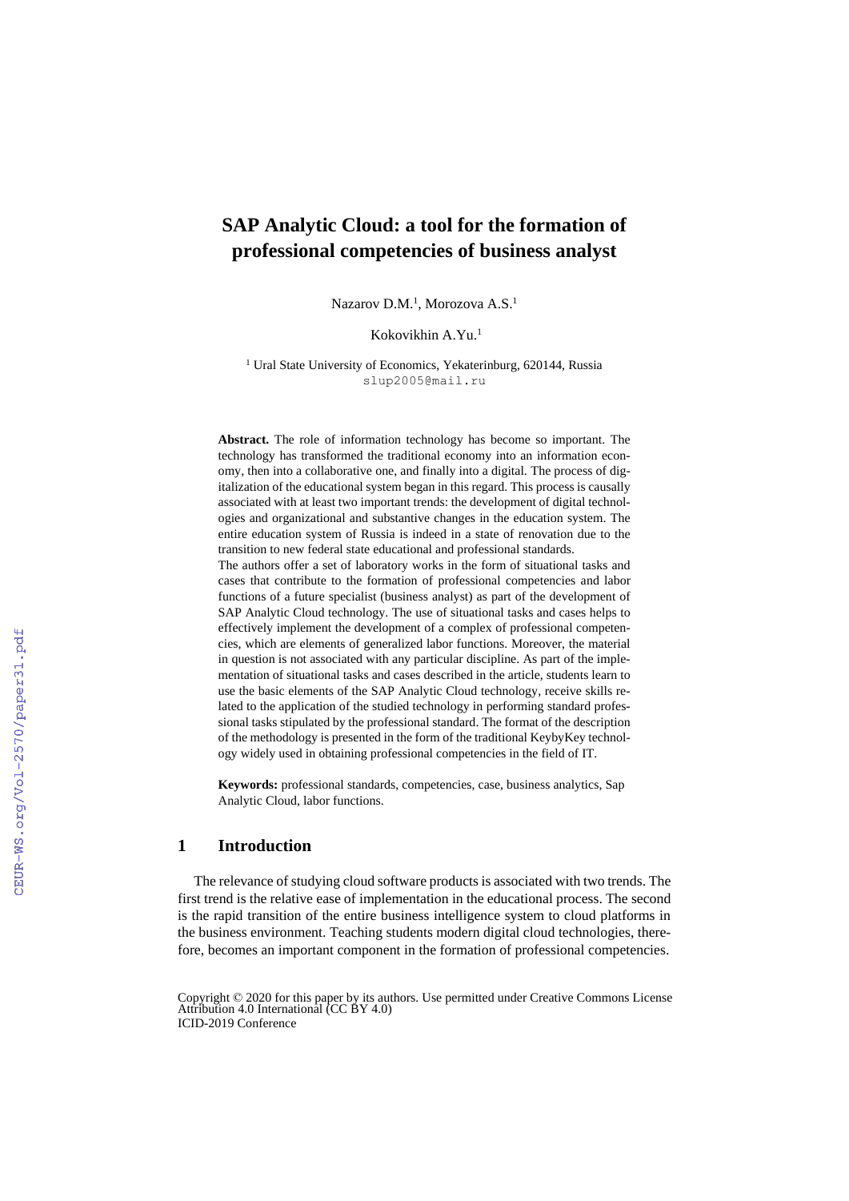# SAP Analytic Cloud: a tool for the formation of professional competencies of business analyst

Nazarov D.M.[1], Morozova A.S.[1]

Kokovikhin A.Yu.[1]

[1] Ural State University of Economics, Yekaterinburg, 620144, Russia
slup2005@mail.ru

**Abstract.** The role of information technology has become so important. The technology has transformed the traditional economy into an information economy, then into a collaborative one, and finally into a digital. The process of digitalization of the educational system began in this regard. This process is causally associated with at least two important trends: the development of digital technologies and organizational and substantive changes in the education system. The entire education system of Russia is indeed in a state of renovation due to the transition to new federal state educational and professional standards.
The authors offer a set of laboratory works in the form of situational tasks and cases that contribute to the formation of professional competencies and labor functions of a future specialist (business analyst) as part of the development of SAP Analytic Cloud technology. The use of situational tasks and cases helps to effectively implement the development of a complex of professional competencies, which are elements of generalized labor functions. Moreover, the material in question is not associated with any particular discipline. As part of the implementation of situational tasks and cases described in the article, students learn to use the basic elements of the SAP Analytic Cloud technology, receive skills related to the application of the studied technology in performing standard professional tasks stipulated by the professional standard. The format of the description of the methodology is presented in the form of the traditional KeybyKey technology widely used in obtaining professional competencies in the field of IT.

**Keywords:** professional standards, competencies, case, business analytics, Sap Analytic Cloud, labor functions.

## 1 Introduction

The relevance of studying cloud software products is associated with two trends. The first trend is the relative ease of implementation in the educational process. The second is the rapid transition of the entire business intelligence system to cloud platforms in the business environment. Teaching students modern digital cloud technologies, therefore, becomes an important component in the formation of professional competencies.

Copyright © 2020 for this paper by its authors. Use permitted under Creative Commons License Attribution 4.0 International (CC BY 4.0)
ICID-2019 Conference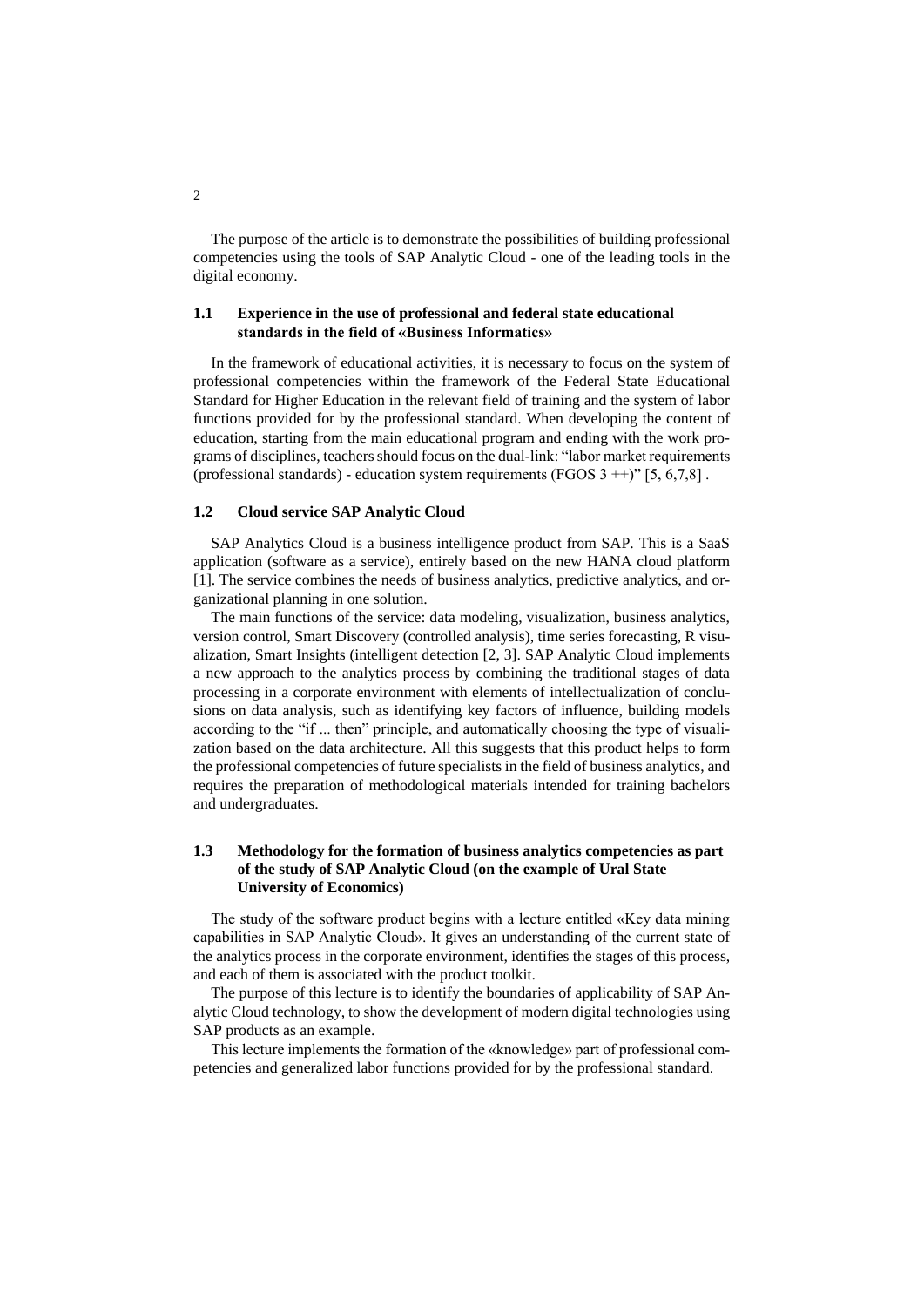The purpose of the article is to demonstrate the possibilities of building professional competencies using the tools of SAP Analytic Cloud - one of the leading tools in the digital economy.

### 1.1 Experience in the use of professional and federal state educational standards in the field of «Business Informatics»

In the framework of educational activities, it is necessary to focus on the system of professional competencies within the framework of the Federal State Educational Standard for Higher Education in the relevant field of training and the system of labor functions provided for by the professional standard. When developing the content of education, starting from the main educational program and ending with the work programs of disciplines, teachers should focus on the dual-link: "labor market requirements (professional standards) - education system requirements (FGOS 3 ++)" [5, 6,7,8] .

### 1.2 Cloud service SAP Analytic Cloud

SAP Analytics Cloud is a business intelligence product from SAP. This is a SaaS application (software as a service), entirely based on the new HANA cloud platform [1]. The service combines the needs of business analytics, predictive analytics, and organizational planning in one solution.

The main functions of the service: data modeling, visualization, business analytics, version control, Smart Discovery (controlled analysis), time series forecasting, R visualization, Smart Insights (intelligent detection [2, 3]. SAP Analytic Cloud implements a new approach to the analytics process by combining the traditional stages of data processing in a corporate environment with elements of intellectualization of conclusions on data analysis, such as identifying key factors of influence, building models according to the "if ... then" principle, and automatically choosing the type of visualization based on the data architecture. All this suggests that this product helps to form the professional competencies of future specialists in the field of business analytics, and requires the preparation of methodological materials intended for training bachelors and undergraduates.

### 1.3 Methodology for the formation of business analytics competencies as part of the study of SAP Analytic Cloud (on the example of Ural State University of Economics)

The study of the software product begins with a lecture entitled «Key data mining capabilities in SAP Analytic Cloud». It gives an understanding of the current state of the analytics process in the corporate environment, identifies the stages of this process, and each of them is associated with the product toolkit.

The purpose of this lecture is to identify the boundaries of applicability of SAP Analytic Cloud technology, to show the development of modern digital technologies using SAP products as an example.

This lecture implements the formation of the «knowledge» part of professional competencies and generalized labor functions provided for by the professional standard.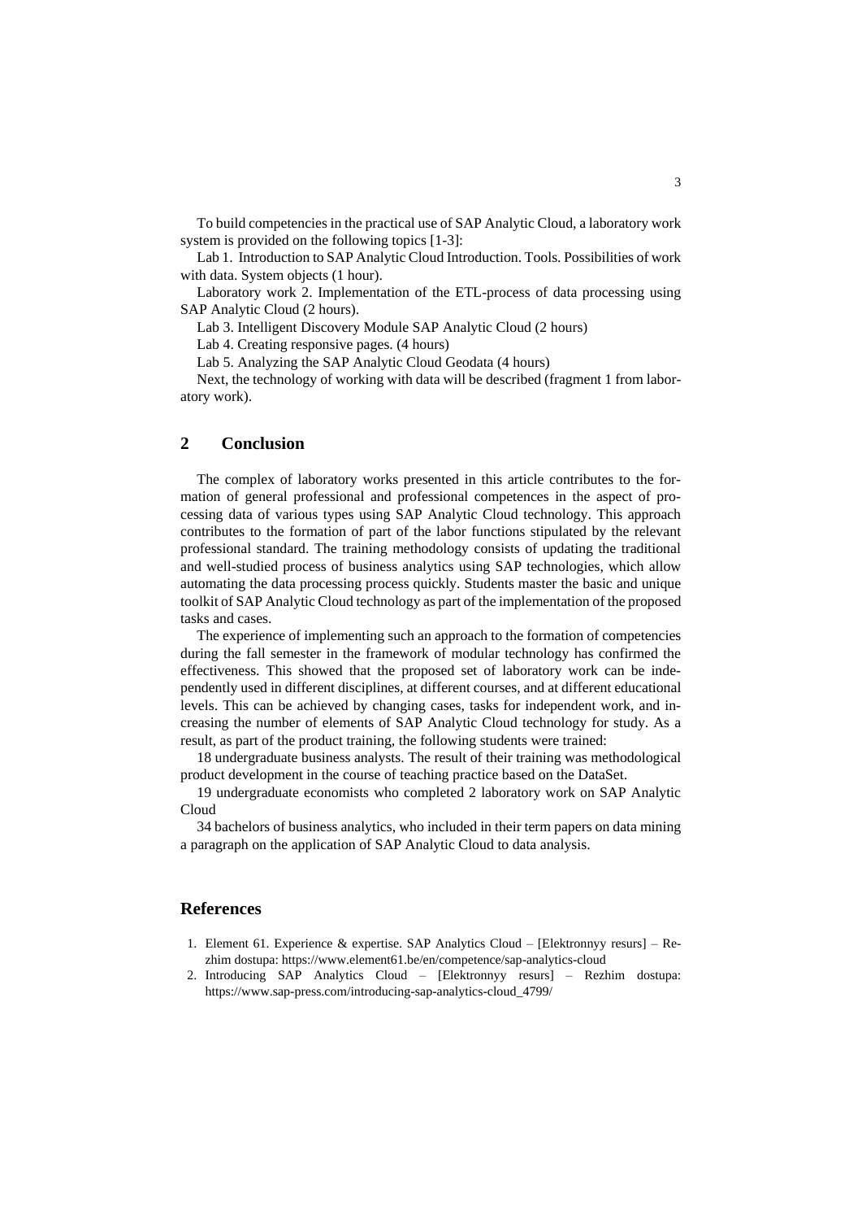To build competencies in the practical use of SAP Analytic Cloud, a laboratory work system is provided on the following topics [1-3]:

Lab 1. Introduction to SAP Analytic Cloud Introduction. Tools. Possibilities of work with data. System objects (1 hour).

Laboratory work 2. Implementation of the ETL-process of data processing using SAP Analytic Cloud (2 hours).

Lab 3. Intelligent Discovery Module SAP Analytic Cloud (2 hours)

Lab 4. Creating responsive pages. (4 hours)

Lab 5. Analyzing the SAP Analytic Cloud Geodata (4 hours)

Next, the technology of working with data will be described (fragment 1 from laboratory work).

## 2 Conclusion

The complex of laboratory works presented in this article contributes to the formation of general professional and professional competences in the aspect of processing data of various types using SAP Analytic Cloud technology. This approach contributes to the formation of part of the labor functions stipulated by the relevant professional standard. The training methodology consists of updating the traditional and well-studied process of business analytics using SAP technologies, which allow automating the data processing process quickly. Students master the basic and unique toolkit of SAP Analytic Cloud technology as part of the implementation of the proposed tasks and cases.

The experience of implementing such an approach to the formation of competencies during the fall semester in the framework of modular technology has confirmed the effectiveness. This showed that the proposed set of laboratory work can be independently used in different disciplines, at different courses, and at different educational levels. This can be achieved by changing cases, tasks for independent work, and increasing the number of elements of SAP Analytic Cloud technology for study. As a result, as part of the product training, the following students were trained:

18 undergraduate business analysts. The result of their training was methodological product development in the course of teaching practice based on the DataSet.

19 undergraduate economists who completed 2 laboratory work on SAP Analytic Cloud

34 bachelors of business analytics, who included in their term papers on data mining a paragraph on the application of SAP Analytic Cloud to data analysis.

## References

1. Element 61. Experience & expertise. SAP Analytics Cloud – [Elektronnyy resurs] – Rezhim dostupa: https://www.element61.be/en/competence/sap-analytics-cloud
2. Introducing SAP Analytics Cloud – [Elektronnyy resurs] – Rezhim dostupa: https://www.sap-press.com/introducing-sap-analytics-cloud_4799/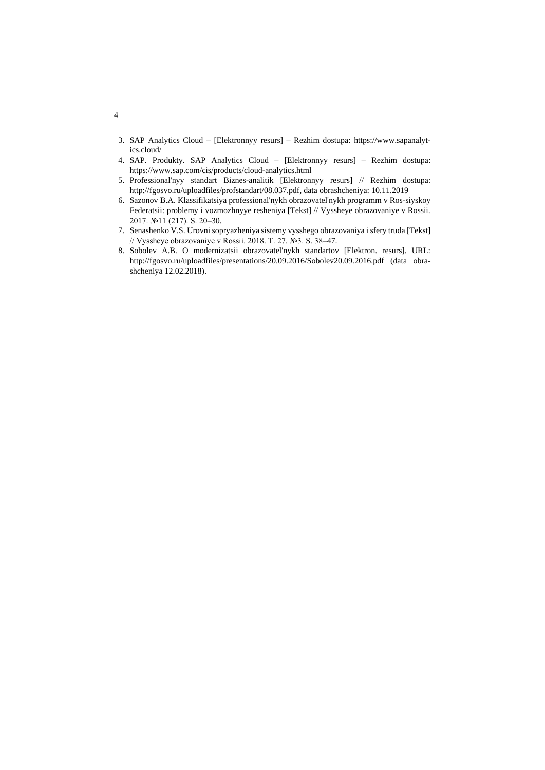3. SAP Analytics Cloud – [Elektronnyy resurs] – Rezhim dostupa: https://www.sapanalytics.cloud/
4. SAP. Produkty. SAP Analytics Cloud – [Elektronnyy resurs] – Rezhim dostupa: https://www.sap.com/cis/products/cloud-analytics.html
5. Professional'nyy standart Biznes-analitik [Elektronnyy resurs] // Rezhim dostupa: http://fgosvo.ru/uploadfiles/profstandart/08.037.pdf, data obrashcheniya: 10.11.2019
6. Sazonov B.A. Klassifikatsiya professional'nykh obrazovatel'nykh programm v Ros-siyskoy Federatsii: problemy i vozmozhnyye resheniya [Tekst] // Vyssheye obrazovaniye v Rossii. 2017. №11 (217). S. 20–30.
7. Senashenko V.S. Urovni sopryazheniya sistemy vysshego obrazovaniya i sfery truda [Tekst] // Vyssheye obrazovaniye v Rossii. 2018. T. 27. №3. S. 38–47.
8. Sobolev A.B. O modernizatsii obrazovatel'nykh standartov [Elektron. resurs]. URL: http://fgosvo.ru/uploadfiles/presentations/20.09.2016/Sobolev20.09.2016.pdf (data obrashcheniya 12.02.2018).